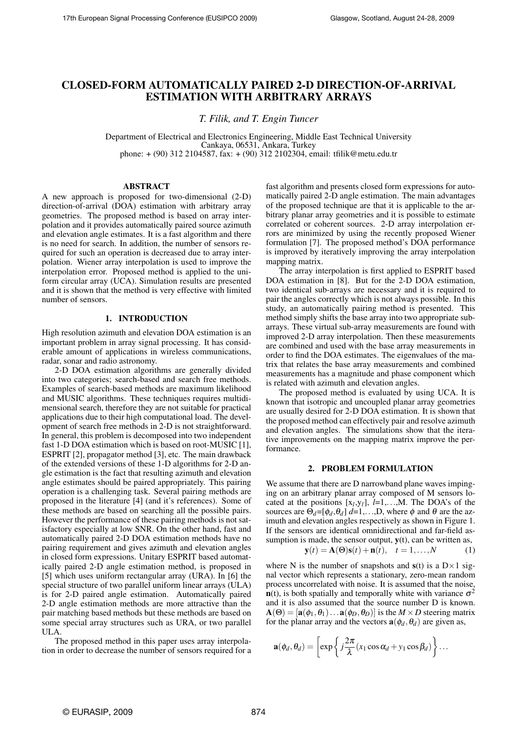# CLOSED-FORM AUTOMATICALLY PAIRED 2-D DIRECTION-OF-ARRIVAL ESTIMATION WITH ARBITRARY ARRAYS

*T. Filik, and T. Engin Tuncer*

Department of Electrical and Electronics Engineering, Middle East Technical University
Cankaya, 06531, Ankara, Turkey
phone: + (90) 312 2104587, fax: + (90) 312 2102304, email: tfilik@metu.edu.tr

## ABSTRACT

A new approach is proposed for two-dimensional (2-D) direction-of-arrival (DOA) estimation with arbitrary array geometries. The proposed method is based on array interpolation and it provides automatically paired source azimuth and elevation angle estimates. It is a fast algorithm and there is no need for search. In addition, the number of sensors required for such an operation is decreased due to array interpolation. Wiener array interpolation is used to improve the interpolation error. Proposed method is applied to the uniform circular array (UCA). Simulation results are presented and it is shown that the method is very effective with limited number of sensors.

## 1. INTRODUCTION

High resolution azimuth and elevation DOA estimation is an important problem in array signal processing. It has considerable amount of applications in wireless communications, radar, sonar and radio astronomy.

2-D DOA estimation algorithms are generally divided into two categories; search-based and search free methods. Examples of search-based methods are maximum likelihood and MUSIC algorithms. These techniques requires multidimensional search, therefore they are not suitable for practical applications due to their high computational load. The development of search free methods in 2-D is not straightforward. In general, this problem is decomposed into two independent fast 1-D DOA estimation which is based on root-MUSIC [1], ESPRIT [2], propagator method [3], etc. The main drawback of the extended versions of these 1-D algorithms for 2-D angle estimation is the fact that resulting azimuth and elevation angle estimates should be paired appropriately. This pairing operation is a challenging task. Several pairing methods are proposed in the literature [4] (and it's references). Some of these methods are based on searching all the possible pairs. However the performance of these pairing methods is not satisfactory especially at low SNR. On the other hand, fast and automatically paired 2-D DOA estimation methods have no pairing requirement and gives azimuth and elevation angles in closed form expressions. Unitary ESPRIT based automatically paired 2-D angle estimation method, is proposed in [5] which uses uniform rectangular array (URA). In [6] the special structure of two parallel uniform linear arrays (ULA) is for 2-D paired angle estimation. Automatically paired 2-D angle estimation methods are more attractive than the pair matching based methods but these methods are based on some special array structures such as URA, or two parallel ULA.

The proposed method in this paper uses array interpolation in order to decrease the number of sensors required for a fast algorithm and presents closed form expressions for automatically paired 2-D angle estimation. The main advantages of the proposed technique are that it is applicable to the arbitrary planar array geometries and it is possible to estimate correlated or coherent sources. 2-D array interpolation errors are minimized by using the recently proposed Wiener formulation [7]. The proposed method's DOA performance is improved by iteratively improving the array interpolation mapping matrix.

The array interpolation is first applied to ESPRIT based DOA estimation in [8]. But for the 2-D DOA estimation, two identical sub-arrays are necessary and it is required to pair the angles correctly which is not always possible. In this study, an automatically pairing method is presented. This method simply shifts the base array into two appropriate subarrays. These virtual sub-array measurements are found with improved 2-D array interpolation. Then these measurements are combined and used with the base array measurements in order to find the DOA estimates. The eigenvalues of the matrix that relates the base array measurements and combined measurements has a magnitude and phase component which is related with azimuth and elevation angles.

The proposed method is evaluated by using UCA. It is known that isotropic and uncoupled planar array geometries are usually desired for 2-D DOA estimation. It is shown that the proposed method can effectively pair and resolve azimuth and elevation angles. The simulations show that the iterative improvements on the mapping matrix improve the performance.

## 2. PROBLEM FORMULATION

We assume that there are D narrowband plane waves impinging on an arbitrary planar array composed of M sensors located at the positions $[x_l, y_l]$, $l$=1,...,M. The DOA's of the sources are $\Theta_d=[\phi_d,\theta_d]$ $d$=1,...,D, where $\phi$ and $\theta$ are the azimuth and elevation angles respectively as shown in Figure 1. If the sensors are identical omnidirectional and far-field assumption is made, the sensor output, $\mathbf{y}(t)$, can be written as,

$$\mathbf{y}(t) = \mathbf{A}(\Theta)\mathbf{s}(t) + \mathbf{n}(t), \quad t = 1, \ldots, N \tag{1}$$

where N is the number of snapshots and $\mathbf{s}(t)$ is a D×1 signal vector which represents a stationary, zero-mean random process uncorrelated with noise. It is assumed that the noise, $\mathbf{n}(t)$, is both spatially and temporally white with variance $\sigma^2$ and it is also assumed that the source number D is known. $\mathbf{A}(\Theta) = [\mathbf{a}(\phi_1,\theta_1)\ldots\mathbf{a}(\phi_D,\theta_D)]$ is the $M \times D$ steering matrix for the planar array and the vectors $\mathbf{a}(\phi_d,\theta_d)$ are given as,

$$\mathbf{a}(\phi_d,\theta_d) = \left[\exp\left\{j\frac{2\pi}{\lambda}(x_1\cos\alpha_d + y_1\cos\beta_d)\right\}\ldots\right.$$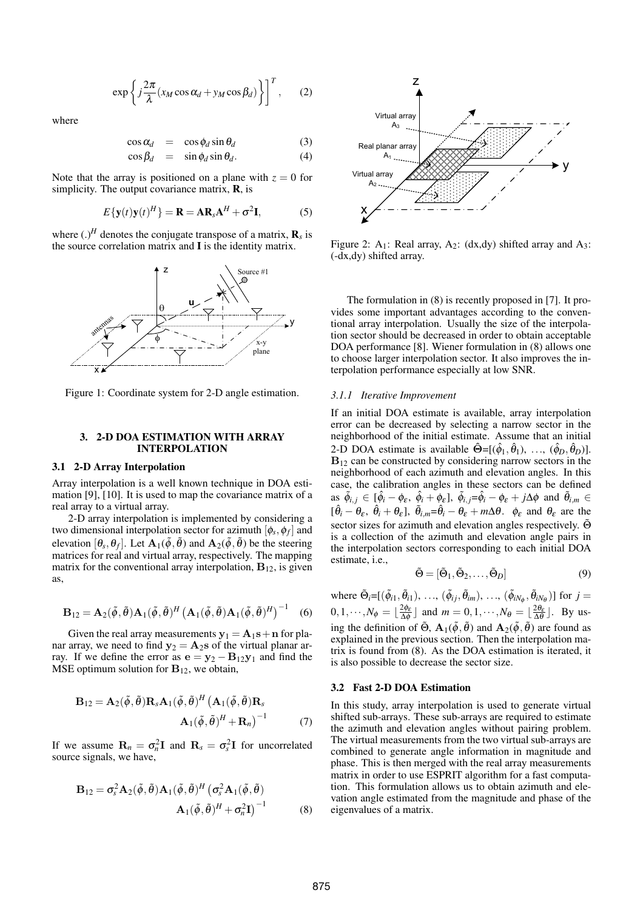$$\exp\left\{j\frac{2\pi}{\lambda}(x_M\cos\alpha_d + y_M\cos\beta_d)\right\}\Bigg]^T, \quad (2)$$

where

$$\cos\alpha_d = \cos\phi_d\sin\theta_d \quad (3)$$
$$\cos\beta_d = \sin\phi_d\sin\theta_d. \quad (4)$$

Note that the array is positioned on a plane with $z = 0$ for simplicity. The output covariance matrix, $\mathbf{R}$, is

$$E\{\mathbf{y}(t)\mathbf{y}(t)^H\} = \mathbf{R} = \mathbf{A}\mathbf{R}_s\mathbf{A}^H + \sigma^2\mathbf{I}, \quad (5)$$

where $(.)^H$ denotes the conjugate transpose of a matrix, $\mathbf{R}_s$ is the source correlation matrix and $\mathbf{I}$ is the identity matrix.

Figure 1: Coordinate system for 2-D angle estimation.

## 3. 2-D DOA ESTIMATION WITH ARRAY INTERPOLATION

### 3.1 2-D Array Interpolation

Array interpolation is a well known technique in DOA estimation [9], [10]. It is used to map the covariance matrix of a real array to a virtual array.

2-D array interpolation is implemented by considering a two dimensional interpolation sector for azimuth $[\phi_s, \phi_f]$ and elevation $[\theta_s, \theta_f]$. Let $\mathbf{A}_1(\tilde{\phi}, \tilde{\theta})$ and $\mathbf{A}_2(\tilde{\phi}, \tilde{\theta})$ be the steering matrices for real and virtual array, respectively. The mapping matrix for the conventional array interpolation, $\mathbf{B}_{12}$, is given as,

$$\mathbf{B}_{12} = \mathbf{A}_2(\tilde{\phi}, \tilde{\theta})\mathbf{A}_1(\tilde{\phi}, \tilde{\theta})^H\left(\mathbf{A}_1(\tilde{\phi}, \tilde{\theta})\mathbf{A}_1(\tilde{\phi}, \tilde{\theta})^H\right)^{-1} \quad (6)$$

Given the real array measurements $\mathbf{y}_1 = \mathbf{A}_1\mathbf{s} + \mathbf{n}$ for planar array, we need to find $\mathbf{y}_2 = \mathbf{A}_2\mathbf{s}$ of the virtual planar array. If we define the error as $\mathbf{e} = \mathbf{y}_2 - \mathbf{B}_{12}\mathbf{y}_1$ and find the MSE optimum solution for $\mathbf{B}_{12}$, we obtain,

$$\mathbf{B}_{12} = \mathbf{A}_2(\tilde{\phi}, \tilde{\theta})\mathbf{R}_s\mathbf{A}_1(\tilde{\phi}, \tilde{\theta})^H\left(\mathbf{A}_1(\tilde{\phi}, \tilde{\theta})\mathbf{R}_s\mathbf{A}_1(\tilde{\phi}, \tilde{\theta})^H + \mathbf{R}_n\right)^{-1} \quad (7)$$

If we assume $\mathbf{R}_n = \sigma_n^2\mathbf{I}$ and $\mathbf{R}_s = \sigma_s^2\mathbf{I}$ for uncorrelated source signals, we have,

$$\mathbf{B}_{12} = \sigma_s^2\mathbf{A}_2(\tilde{\phi}, \tilde{\theta})\mathbf{A}_1(\tilde{\phi}, \tilde{\theta})^H\left(\sigma_s^2\mathbf{A}_1(\tilde{\phi}, \tilde{\theta})\mathbf{A}_1(\tilde{\phi}, \tilde{\theta})^H + \sigma_n^2\mathbf{I}\right)^{-1} \quad (8)$$

Figure 2: $A_1$: Real array, $A_2$: (dx,dy) shifted array and $A_3$: (-dx,dy) shifted array.

The formulation in (8) is recently proposed in [7]. It provides some important advantages according to the conventional array interpolation. Usually the size of the interpolation sector should be decreased in order to obtain acceptable DOA performance [8]. Wiener formulation in (8) allows one to choose larger interpolation sector. It also improves the interpolation performance especially at low SNR.

#### 3.1.1 *Iterative Improvement*

If an initial DOA estimate is available, array interpolation error can be decreased by selecting a narrow sector in the neighborhood of the initial estimate. Assume that an initial 2-D DOA estimate is available $\hat{\Theta}$=[$(\hat{\phi}_1, \hat{\theta}_1)$, ..., $(\hat{\phi}_D, \hat{\theta}_D)$]. $\mathbf{B}_{12}$ can be constructed by considering narrow sectors in the neighborhood of each azimuth and elevation angles. In this case, the calibration angles in these sectors can be defined as $\tilde{\phi}_{i,j} \in [\hat{\phi}_i - \phi_\varepsilon,\ \hat{\phi}_i + \phi_\varepsilon]$, $\tilde{\phi}_{i,j}$=$\hat{\phi}_i - \phi_\varepsilon + j\Delta\phi$ and $\tilde{\theta}_{i,m} \in [\hat{\theta}_i - \theta_\varepsilon,\ \hat{\theta}_i + \theta_\varepsilon]$, $\tilde{\theta}_{i,m}$=$\hat{\theta}_i - \theta_\varepsilon + m\Delta\theta$. $\phi_\varepsilon$ and $\theta_\varepsilon$ are the sector sizes for azimuth and elevation angles respectively. $\tilde{\Theta}$ is a collection of the azimuth and elevation angle pairs in the interpolation sectors corresponding to each initial DOA estimate, i.e.,

$$\tilde{\Theta} = [\tilde{\Theta}_1, \tilde{\Theta}_2, \ldots, \tilde{\Theta}_D] \quad (9)$$

where $\tilde{\Theta}_i$=[$(\tilde{\phi}_{i1}, \tilde{\theta}_{i1})$, ..., $(\tilde{\phi}_{ij}, \tilde{\theta}_{im})$, ..., $(\tilde{\phi}_{iN_\phi}, \tilde{\theta}_{iN_\theta})$] for $j = 0, 1, \cdots, N_\phi = \lfloor\frac{2\phi_\varepsilon}{\Delta\phi}\rfloor$ and $m = 0, 1, \cdots, N_\theta = \lfloor\frac{2\theta_\varepsilon}{\Delta\theta}\rfloor$. By using the definition of $\tilde{\Theta}$, $\mathbf{A}_1(\tilde{\phi}, \tilde{\theta})$ and $\mathbf{A}_2(\tilde{\phi}, \tilde{\theta})$ are found as explained in the previous section. Then the interpolation matrix is found from (8). As the DOA estimation is iterated, it is also possible to decrease the sector size.

### 3.2 Fast 2-D DOA Estimation

In this study, array interpolation is used to generate virtual shifted sub-arrays. These sub-arrays are required to estimate the azimuth and elevation angles without pairing problem. The virtual measurements from the two virtual sub-arrays are combined to generate angle information in magnitude and phase. This is then merged with the real array measurements matrix in order to use ESPRIT algorithm for a fast computation. This formulation allows us to obtain azimuth and elevation angle estimated from the magnitude and phase of the eigenvalues of a matrix.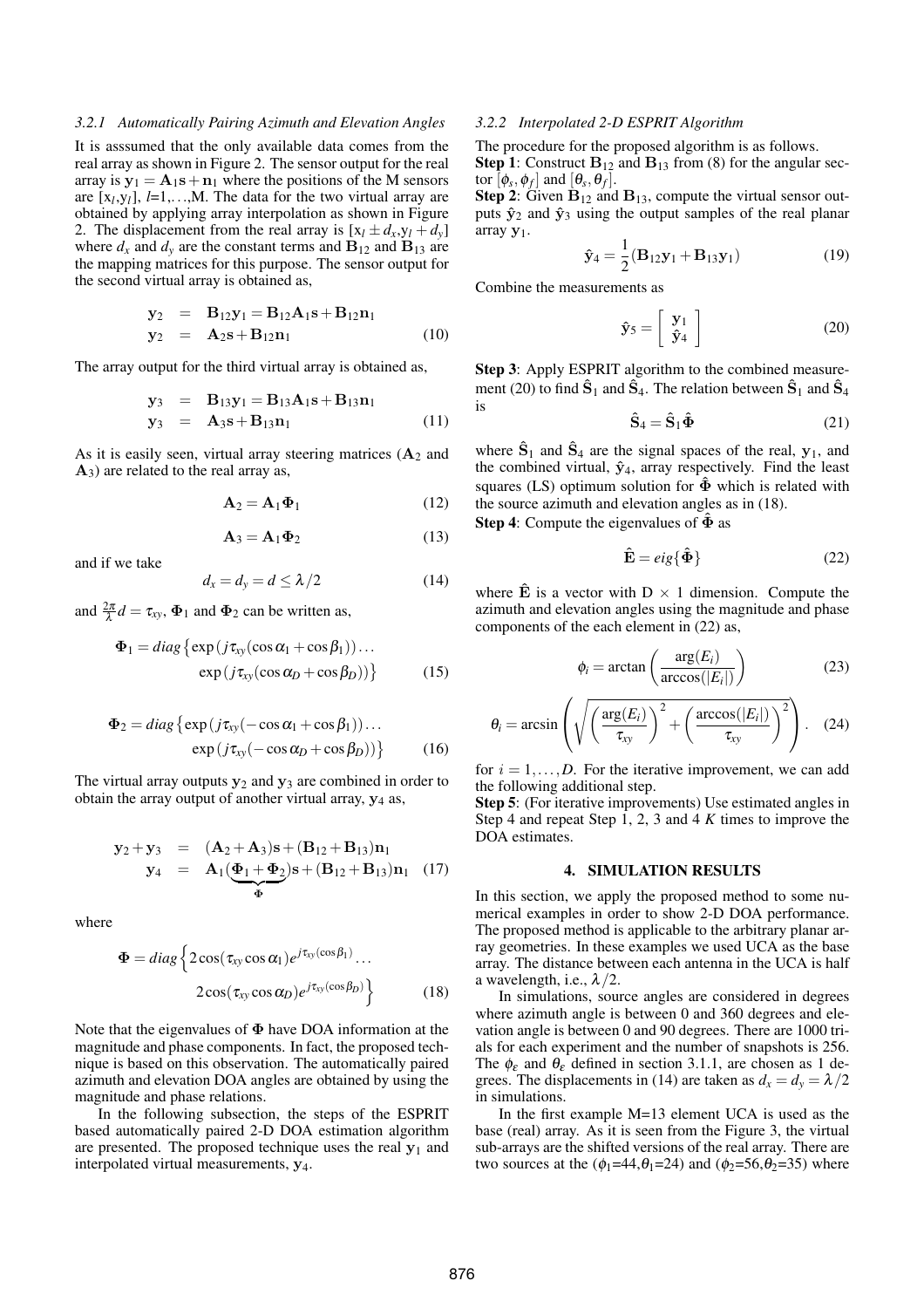#### 3.2.1 Automatically Pairing Azimuth and Elevation Angles

It is asssumed that the only available data comes from the real array as shown in Figure 2. The sensor output for the real array is $\mathbf{y}_1 = \mathbf{A}_1\mathbf{s} + \mathbf{n}_1$ where the positions of the M sensors are $[x_l, y_l]$, $l$=1,…,M. The data for the two virtual array are obtained by applying array interpolation as shown in Figure 2. The displacement from the real array is $[x_l \pm d_x, y_l + d_y]$ where $d_x$ and $d_y$ are the constant terms and $\mathbf{B}_{12}$ and $\mathbf{B}_{13}$ are the mapping matrices for this purpose. The sensor output for the second virtual array is obtained as,

$$
\begin{aligned}
\mathbf{y}_2 &= \mathbf{B}_{12}\mathbf{y}_1 = \mathbf{B}_{12}\mathbf{A}_1\mathbf{s} + \mathbf{B}_{12}\mathbf{n}_1 \\
\mathbf{y}_2 &= \mathbf{A}_2\mathbf{s} + \mathbf{B}_{12}\mathbf{n}_1
\end{aligned} \tag{10}
$$

The array output for the third virtual array is obtained as,

$$
\begin{aligned}
\mathbf{y}_3 &= \mathbf{B}_{13}\mathbf{y}_1 = \mathbf{B}_{13}\mathbf{A}_1\mathbf{s} + \mathbf{B}_{13}\mathbf{n}_1 \\
\mathbf{y}_3 &= \mathbf{A}_3\mathbf{s} + \mathbf{B}_{13}\mathbf{n}_1
\end{aligned} \tag{11}
$$

As it is easily seen, virtual array steering matrices ($\mathbf{A}_2$ and $\mathbf{A}_3$) are related to the real array as,

$$\mathbf{A}_2 = \mathbf{A}_1\mathbf{\Phi}_1 \tag{12}$$

$$\mathbf{A}_3 = \mathbf{A}_1\mathbf{\Phi}_2 \tag{13}$$

and if we take

$$d_x = d_y = d \leq \lambda/2 \tag{14}$$

and $\frac{2\pi}{\lambda}d = \tau_{xy}$, $\mathbf{\Phi}_1$ and $\mathbf{\Phi}_2$ can be written as,

$$
\begin{aligned}
\mathbf{\Phi}_1 = diag\big\{&\exp\left(j\tau_{xy}(\cos\alpha_1 + \cos\beta_1)\right)\ldots \\
&\exp\left(j\tau_{xy}(\cos\alpha_D + \cos\beta_D)\right)\big\}
\end{aligned} \tag{15}
$$

$$
\begin{aligned}
\mathbf{\Phi}_2 = diag\big\{&\exp\left(j\tau_{xy}(-\cos\alpha_1 + \cos\beta_1)\right)\ldots \\
&\exp\left(j\tau_{xy}(-\cos\alpha_D + \cos\beta_D)\right)\big\}
\end{aligned} \tag{16}
$$

The virtual array outputs $\mathbf{y}_2$ and $\mathbf{y}_3$ are combined in order to obtain the array output of another virtual array, $\mathbf{y}_4$ as,

$$
\begin{aligned}
\mathbf{y}_2 + \mathbf{y}_3 &= (\mathbf{A}_2 + \mathbf{A}_3)\mathbf{s} + (\mathbf{B}_{12} + \mathbf{B}_{13})\mathbf{n}_1 \\
\mathbf{y}_4 &= \mathbf{A}_1(\underbrace{\mathbf{\Phi}_1 + \mathbf{\Phi}_2}_{\mathbf{\Phi}})\mathbf{s} + (\mathbf{B}_{12} + \mathbf{B}_{13})\mathbf{n}_1
\end{aligned} \tag{17}
$$

where

$$
\begin{aligned}
\mathbf{\Phi} = diag\Big\{&2\cos(\tau_{xy}\cos\alpha_1)e^{j\tau_{xy}(\cos\beta_1)}\ldots \\
&2\cos(\tau_{xy}\cos\alpha_D)e^{j\tau_{xy}(\cos\beta_D)}\Big\}
\end{aligned} \tag{18}
$$

Note that the eigenvalues of $\mathbf{\Phi}$ have DOA information at the magnitude and phase components. In fact, the proposed technique is based on this observation. The automatically paired azimuth and elevation DOA angles are obtained by using the magnitude and phase relations.

In the following subsection, the steps of the ESPRIT based automatically paired 2-D DOA estimation algorithm are presented. The proposed technique uses the real $\mathbf{y}_1$ and interpolated virtual measurements, $\mathbf{y}_4$.

#### 3.2.2 Interpolated 2-D ESPRIT Algorithm

The procedure for the proposed algorithm is as follows.

**Step 1**: Construct $\mathbf{B}_{12}$ and $\mathbf{B}_{13}$ from (8) for the angular sector $[\phi_s, \phi_f]$ and $[\theta_s, \theta_f]$.

**Step 2**: Given $\mathbf{B}_{12}$ and $\mathbf{B}_{13}$, compute the virtual sensor outputs $\hat{\mathbf{y}}_2$ and $\hat{\mathbf{y}}_3$ using the output samples of the real planar array $\mathbf{y}_1$.

$$\hat{\mathbf{y}}_4 = \frac{1}{2}(\mathbf{B}_{12}\mathbf{y}_1 + \mathbf{B}_{13}\mathbf{y}_1) \tag{19}$$

Combine the measurements as

$$\hat{\mathbf{y}}_5 = \begin{bmatrix} \mathbf{y}_1 \\ \hat{\mathbf{y}}_4 \end{bmatrix} \tag{20}$$

**Step 3**: Apply ESPRIT algorithm to the combined measurement (20) to find $\hat{\mathbf{S}}_1$ and $\hat{\mathbf{S}}_4$. The relation between $\hat{\mathbf{S}}_1$ and $\hat{\mathbf{S}}_4$ is

$$\hat{\mathbf{S}}_4 = \hat{\mathbf{S}}_1\hat{\mathbf{\Phi}} \tag{21}$$

where $\hat{\mathbf{S}}_1$ and $\hat{\mathbf{S}}_4$ are the signal spaces of the real, $\mathbf{y}_1$, and the combined virtual, $\hat{\mathbf{y}}_4$, array respectively. Find the least squares (LS) optimum solution for $\hat{\mathbf{\Phi}}$ which is related with the source azimuth and elevation angles as in (18).

**Step 4**: Compute the eigenvalues of $\hat{\mathbf{\Phi}}$ as

$$\hat{\mathbf{E}} = eig\{\hat{\mathbf{\Phi}}\} \tag{22}$$

where $\hat{\mathbf{E}}$ is a vector with D $\times$ 1 dimension. Compute the azimuth and elevation angles using the magnitude and phase components of the each element in (22) as,

$$\phi_i = \arctan\left(\frac{\arg(E_i)}{\arccos(|E_i|)}\right) \tag{23}$$

$$\theta_i = \arcsin\left(\sqrt{\left(\frac{\arg(E_i)}{\tau_{xy}}\right)^2 + \left(\frac{\arccos(|E_i|)}{\tau_{xy}}\right)^2}\right). \tag{24}$$

for $i = 1, \ldots, D$. For the iterative improvement, we can add the following additional step.

**Step 5**: (For iterative improvements) Use estimated angles in Step 4 and repeat Step 1, 2, 3 and 4 $K$ times to improve the DOA estimates.

## 4. SIMULATION RESULTS

In this section, we apply the proposed method to some numerical examples in order to show 2-D DOA performance. The proposed method is applicable to the arbitrary planar array geometries. In these examples we used UCA as the base array. The distance between each antenna in the UCA is half a wavelength, i.e., $\lambda/2$.

In simulations, source angles are considered in degrees where azimuth angle is between 0 and 360 degrees and elevation angle is between 0 and 90 degrees. There are 1000 trials for each experiment and the number of snapshots is 256. The $\phi_\varepsilon$ and $\theta_\varepsilon$ defined in section 3.1.1, are chosen as 1 degrees. The displacements in (14) are taken as $d_x = d_y = \lambda/2$ in simulations.

In the first example M=13 element UCA is used as the base (real) array. As it is seen from the Figure 3, the virtual sub-arrays are the shifted versions of the real array. There are two sources at the ($\phi_1$=44,$\theta_1$=24) and ($\phi_2$=56,$\theta_2$=35) where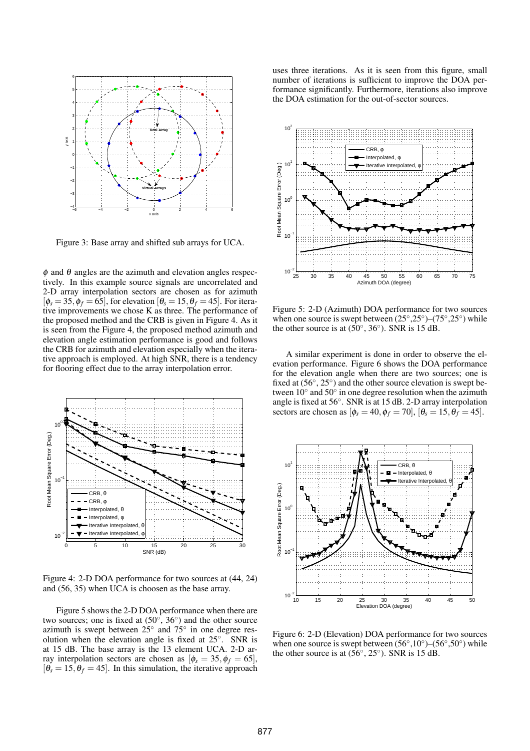Figure 3: Base array and shifted sub arrays for UCA.

$\phi$ and $\theta$ angles are the azimuth and elevation angles respectively. In this example source signals are uncorrelated and 2-D array interpolation sectors are chosen as for azimuth $[\phi_s = 35, \phi_f = 65]$, for elevation $[\theta_s = 15, \theta_f = 45]$. For iterative improvements we chose K as three. The performance of the proposed method and the CRB is given in Figure 4. As it is seen from the Figure 4, the proposed method azimuth and elevation angle estimation performance is good and follows the CRB for azimuth and elevation especially when the iterative approach is employed. At high SNR, there is a tendency for flooring effect due to the array interpolation error.

Figure 4: 2-D DOA performance for two sources at (44, 24) and (56, 35) when UCA is choosen as the base array.

Figure 5 shows the 2-D DOA performance when there are two sources; one is fixed at (50°, 36°) and the other source azimuth is swept between 25° and 75° in one degree resolution when the elevation angle is fixed at 25°. SNR is at 15 dB. The base array is the 13 element UCA. 2-D array interpolation sectors are chosen as $[\phi_s = 35, \phi_f = 65]$, $[\theta_s = 15, \theta_f = 45]$. In this simulation, the iterative approach uses three iterations. As it is seen from this figure, small number of iterations is sufficient to improve the DOA performance significantly. Furthermore, iterations also improve the DOA estimation for the out-of-sector sources.

Figure 5: 2-D (Azimuth) DOA performance for two sources when one source is swept between (25°,25°)–(75°,25°) while the other source is at (50°, 36°). SNR is 15 dB.

A similar experiment is done in order to observe the elevation performance. Figure 6 shows the DOA performance for the elevation angle when there are two sources; one is fixed at (56°, 25°) and the other source elevation is swept between 10° and 50° in one degree resolution when the azimuth angle is fixed at 56°. SNR is at 15 dB. 2-D array interpolation sectors are chosen as $[\phi_s = 40, \phi_f = 70]$, $[\theta_s = 15, \theta_f = 45]$.

Figure 6: 2-D (Elevation) DOA performance for two sources when one source is swept between (56°,10°)–(56°,50°) while the other source is at (56°, 25°). SNR is 15 dB.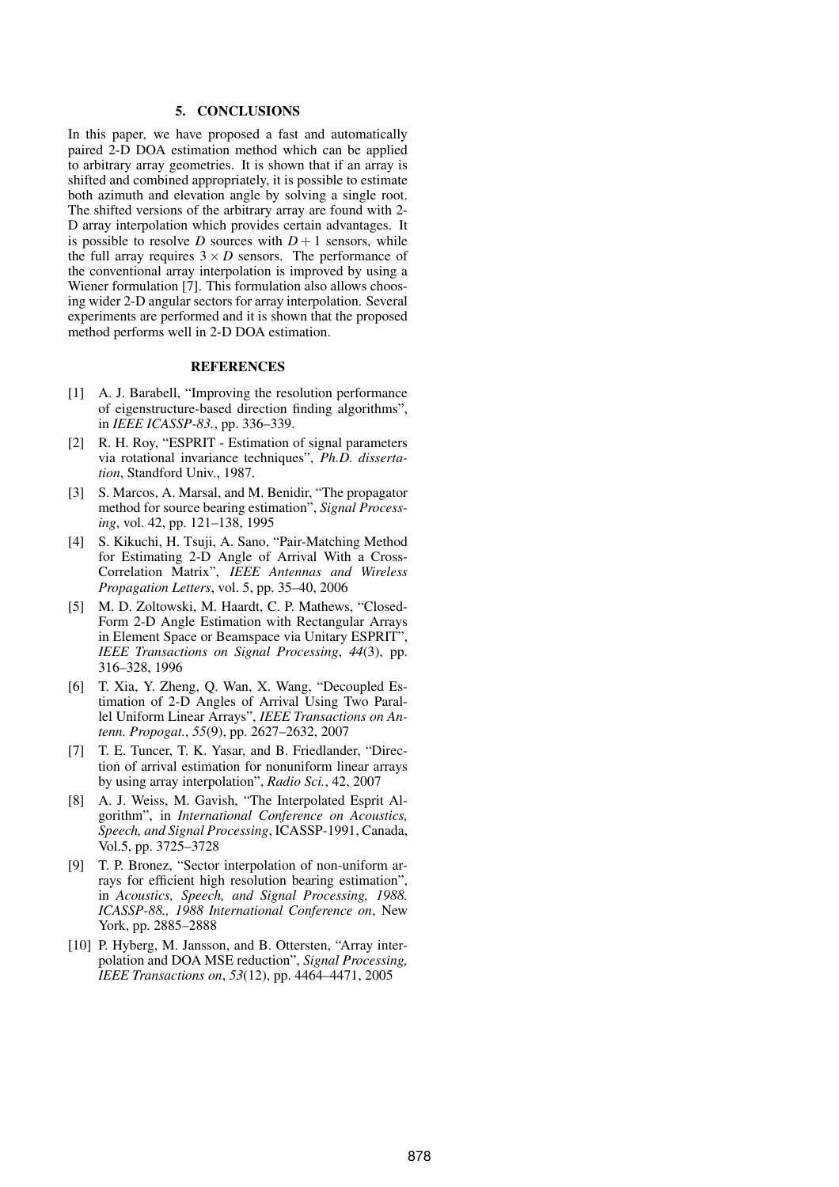## 5. CONCLUSIONS

In this paper, we have proposed a fast and automatically paired 2-D DOA estimation method which can be applied to arbitrary array geometries. It is shown that if an array is shifted and combined appropriately, it is possible to estimate both azimuth and elevation angle by solving a single root. The shifted versions of the arbitrary array are found with 2-D array interpolation which provides certain advantages. It is possible to resolve $D$ sources with $D+1$ sensors, while the full array requires $3 \times D$ sensors. The performance of the conventional array interpolation is improved by using a Wiener formulation [7]. This formulation also allows choosing wider 2-D angular sectors for array interpolation. Several experiments are performed and it is shown that the proposed method performs well in 2-D DOA estimation.

## REFERENCES

[1] A. J. Barabell, "Improving the resolution performance of eigenstructure-based direction finding algorithms", in *IEEE ICASSP-83.*, pp. 336–339.

[2] R. H. Roy, "ESPRIT - Estimation of signal parameters via rotational invariance techniques", *Ph.D. dissertation*, Standford Univ., 1987.

[3] S. Marcos, A. Marsal, and M. Benidir, "The propagator method for source bearing estimation", *Signal Processing*, vol. 42, pp. 121–138, 1995

[4] S. Kikuchi, H. Tsuji, A. Sano, "Pair-Matching Method for Estimating 2-D Angle of Arrival With a Cross-Correlation Matrix", *IEEE Antennas and Wireless Propagation Letters*, vol. 5, pp. 35–40, 2006

[5] M. D. Zoltowski, M. Haardt, C. P. Mathews, "Closed-Form 2-D Angle Estimation with Rectangular Arrays in Element Space or Beamspace via Unitary ESPRIT", *IEEE Transactions on Signal Processing*, *44*(3), pp. 316–328, 1996

[6] T. Xia, Y. Zheng, Q. Wan, X. Wang, "Decoupled Estimation of 2-D Angles of Arrival Using Two Parallel Uniform Linear Arrays", *IEEE Transactions on Antenn. Propogat.*, *55*(9), pp. 2627–2632, 2007

[7] T. E. Tuncer, T. K. Yasar, and B. Friedlander, "Direction of arrival estimation for nonuniform linear arrays by using array interpolation", *Radio Sci.*, 42, 2007

[8] A. J. Weiss, M. Gavish, "The Interpolated Esprit Algorithm", in *International Conference on Acoustics, Speech, and Signal Processing*, ICASSP-1991, Canada, Vol.5, pp. 3725–3728

[9] T. P. Bronez, "Sector interpolation of non-uniform arrays for efficient high resolution bearing estimation", in *Acoustics, Speech, and Signal Processing, 1988. ICASSP-88., 1988 International Conference on*, New York, pp. 2885–2888

[10] P. Hyberg, M. Jansson, and B. Ottersten, "Array interpolation and DOA MSE reduction", *Signal Processing, IEEE Transactions on*, *53*(12), pp. 4464–4471, 2005